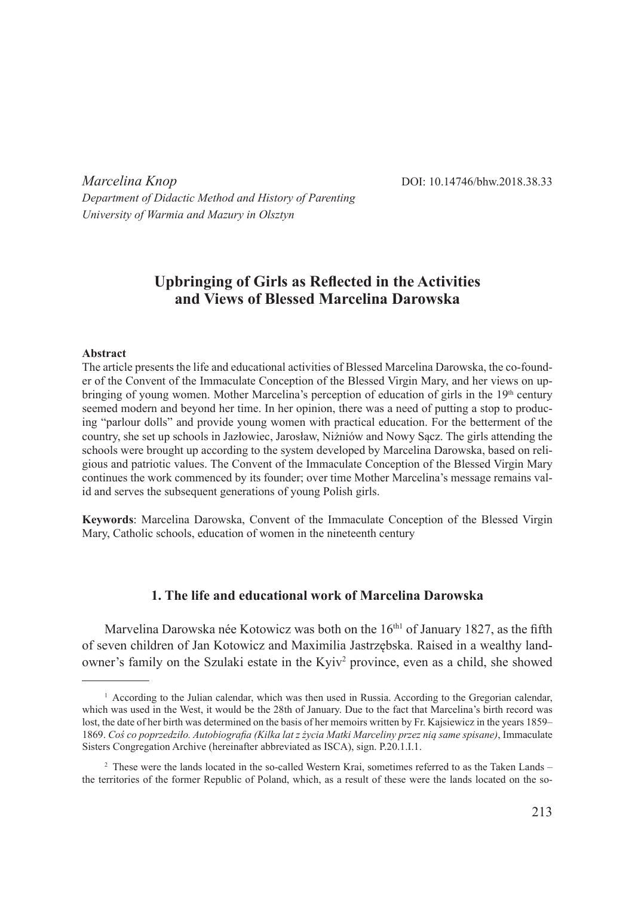*Marcelina Knop*

DOI: 10.14746/bhw.2018.38.33

*Department of Didactic Method and History of Parenting*
*University of Warmia and Mazury in Olsztyn*

# Upbringing of Girls as Reflected in the Activities and Views of Blessed Marcelina Darowska

**Abstract**

The article presents the life and educational activities of Blessed Marcelina Darowska, the co-founder of the Convent of the Immaculate Conception of the Blessed Virgin Mary, and her views on upbringing of young women. Mother Marcelina's perception of education of girls in the 19th century seemed modern and beyond her time. In her opinion, there was a need of putting a stop to producing "parlour dolls" and provide young women with practical education. For the betterment of the country, she set up schools in Jazłowiec, Jarosław, Niżniów and Nowy Sącz. The girls attending the schools were brought up according to the system developed by Marcelina Darowska, based on religious and patriotic values. The Convent of the Immaculate Conception of the Blessed Virgin Mary continues the work commenced by its founder; over time Mother Marcelina's message remains valid and serves the subsequent generations of young Polish girls.

**Keywords**: Marcelina Darowska, Convent of the Immaculate Conception of the Blessed Virgin Mary, Catholic schools, education of women in the nineteenth century

## 1. The life and educational work of Marcelina Darowska

Marvelina Darowska née Kotowicz was both on the 16th[1] of January 1827, as the fifth of seven children of Jan Kotowicz and Maximilia Jastrzębska. Raised in a wealthy landowner's family on the Szulaki estate in the Kyiv[2] province, even as a child, she showed

---

[1] According to the Julian calendar, which was then used in Russia. According to the Gregorian calendar, which was used in the West, it would be the 28th of January. Due to the fact that Marcelina's birth record was lost, the date of her birth was determined on the basis of her memoirs written by Fr. Kajsiewicz in the years 1859–1869. *Coś co poprzedziło. Autobiografia (Kilka lat z życia Matki Marceliny przez nią same spisane)*, Immaculate Sisters Congregation Archive (hereinafter abbreviated as ISCA), sign. P.20.1.I.1.

[2] These were the lands located in the so-called Western Krai, sometimes referred to as the Taken Lands – the territories of the former Republic of Poland, which, as a result of these were the lands located on the so-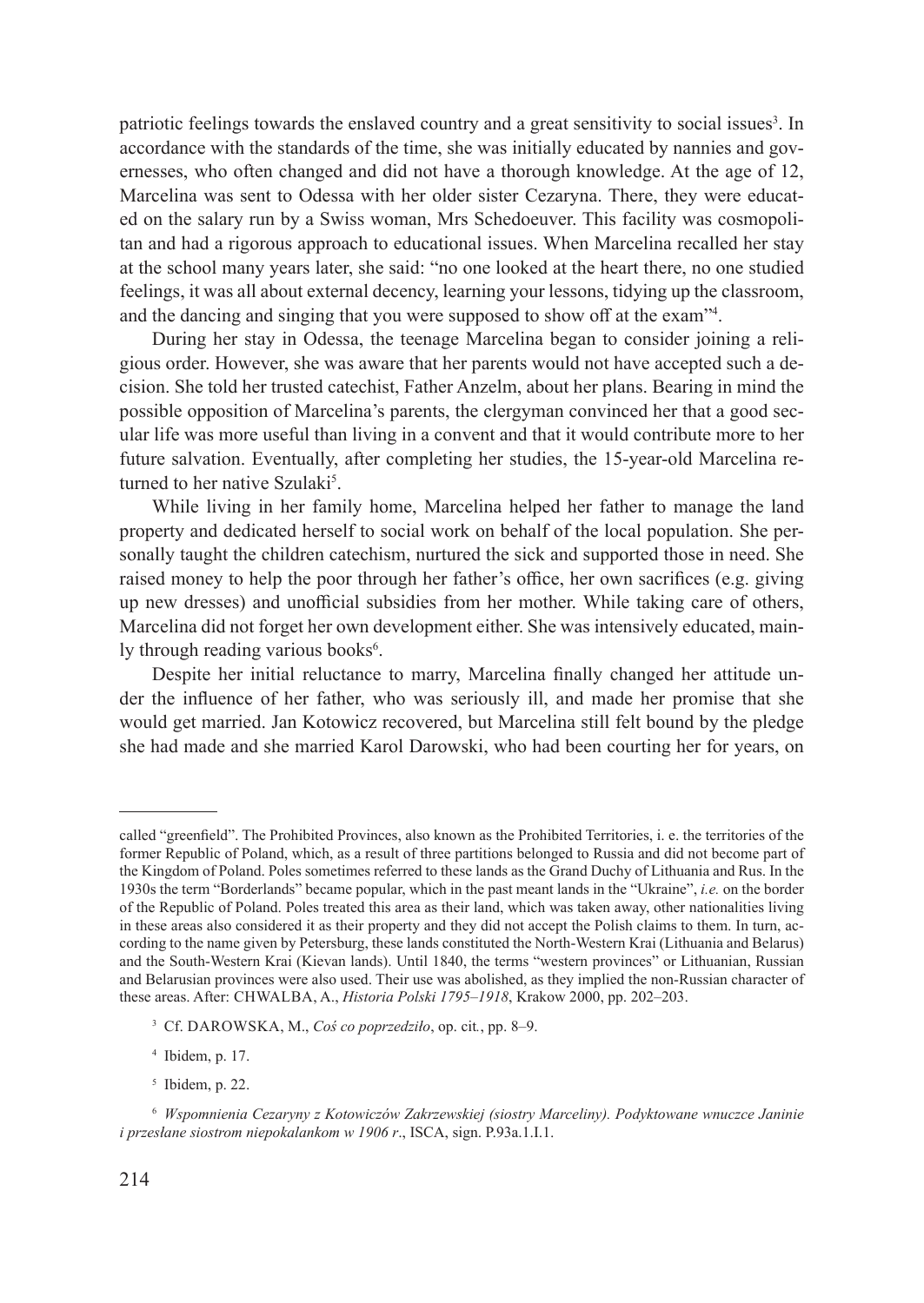patriotic feelings towards the enslaved country and a great sensitivity to social issues[3]. In accordance with the standards of the time, she was initially educated by nannies and governesses, who often changed and did not have a thorough knowledge. At the age of 12, Marcelina was sent to Odessa with her older sister Cezaryna. There, they were educated on the salary run by a Swiss woman, Mrs Schedoeuver. This facility was cosmopolitan and had a rigorous approach to educational issues. When Marcelina recalled her stay at the school many years later, she said: "no one looked at the heart there, no one studied feelings, it was all about external decency, learning your lessons, tidying up the classroom, and the dancing and singing that you were supposed to show off at the exam"[4].

During her stay in Odessa, the teenage Marcelina began to consider joining a religious order. However, she was aware that her parents would not have accepted such a decision. She told her trusted catechist, Father Anzelm, about her plans. Bearing in mind the possible opposition of Marcelina's parents, the clergyman convinced her that a good secular life was more useful than living in a convent and that it would contribute more to her future salvation. Eventually, after completing her studies, the 15-year-old Marcelina returned to her native Szulaki[5].

While living in her family home, Marcelina helped her father to manage the land property and dedicated herself to social work on behalf of the local population. She personally taught the children catechism, nurtured the sick and supported those in need. She raised money to help the poor through her father's office, her own sacrifices (e.g. giving up new dresses) and unofficial subsidies from her mother. While taking care of others, Marcelina did not forget her own development either. She was intensively educated, mainly through reading various books[6].

Despite her initial reluctance to marry, Marcelina finally changed her attitude under the influence of her father, who was seriously ill, and made her promise that she would get married. Jan Kotowicz recovered, but Marcelina still felt bound by the pledge she had made and she married Karol Darowski, who had been courting her for years, on

---

called "greenfield". The Prohibited Provinces, also known as the Prohibited Territories, i. e. the territories of the former Republic of Poland, which, as a result of three partitions belonged to Russia and did not become part of the Kingdom of Poland. Poles sometimes referred to these lands as the Grand Duchy of Lithuania and Rus. In the 1930s the term "Borderlands" became popular, which in the past meant lands in the "Ukraine", *i.e.* on the border of the Republic of Poland. Poles treated this area as their land, which was taken away, other nationalities living in these areas also considered it as their property and they did not accept the Polish claims to them. In turn, according to the name given by Petersburg, these lands constituted the North-Western Krai (Lithuania and Belarus) and the South-Western Krai (Kievan lands). Until 1840, the terms "western provinces" or Lithuanian, Russian and Belarusian provinces were also used. Their use was abolished, as they implied the non-Russian character of these areas. After: CHWALBA, A., *Historia Polski 1795–1918*, Krakow 2000, pp. 202–203.

[3] Cf. DAROWSKA, M., *Coś co poprzedziło*, op. cit., pp. 8–9.

[4] Ibidem, p. 17.

[5] Ibidem, p. 22.

[6] *Wspomnienia Cezaryny z Kotowiczów Zakrzewskiej (siostry Marceliny). Podyktowane wnuczce Janinie i przesłane siostrom niepokalankom w 1906 r*., ISCA, sign. P.93a.1.I.1.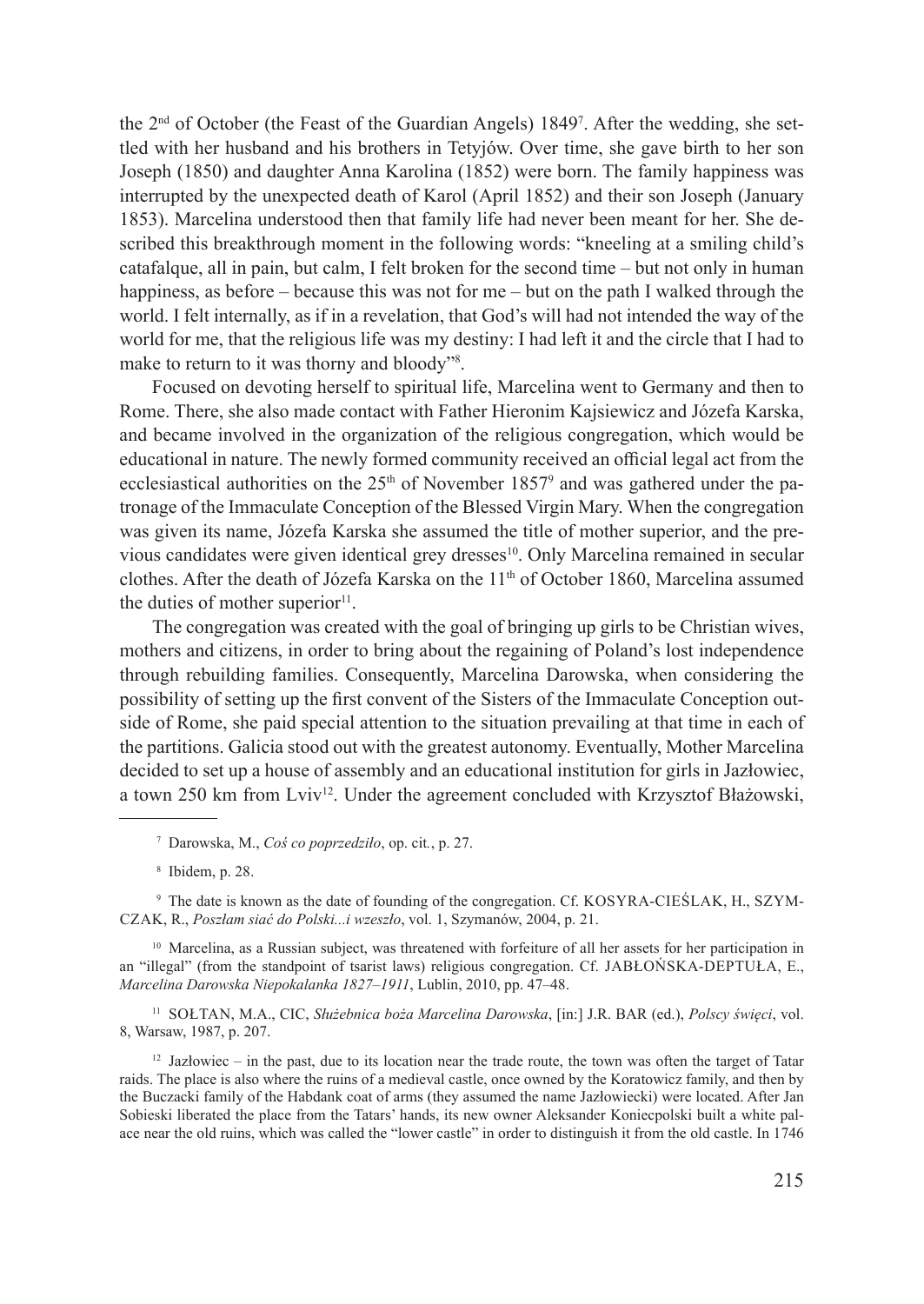the 2nd of October (the Feast of the Guardian Angels) 1849[7]. After the wedding, she settled with her husband and his brothers in Tetyjów. Over time, she gave birth to her son Joseph (1850) and daughter Anna Karolina (1852) were born. The family happiness was interrupted by the unexpected death of Karol (April 1852) and their son Joseph (January 1853). Marcelina understood then that family life had never been meant for her. She described this breakthrough moment in the following words: "kneeling at a smiling child's catafalque, all in pain, but calm, I felt broken for the second time – but not only in human happiness, as before – because this was not for me – but on the path I walked through the world. I felt internally, as if in a revelation, that God's will had not intended the way of the world for me, that the religious life was my destiny: I had left it and the circle that I had to make to return to it was thorny and bloody"[8].

Focused on devoting herself to spiritual life, Marcelina went to Germany and then to Rome. There, she also made contact with Father Hieronim Kajsiewicz and Józefa Karska, and became involved in the organization of the religious congregation, which would be educational in nature. The newly formed community received an official legal act from the ecclesiastical authorities on the 25th of November 1857[9] and was gathered under the patronage of the Immaculate Conception of the Blessed Virgin Mary. When the congregation was given its name, Józefa Karska she assumed the title of mother superior, and the previous candidates were given identical grey dresses[10]. Only Marcelina remained in secular clothes. After the death of Józefa Karska on the 11th of October 1860, Marcelina assumed the duties of mother superior[11].

The congregation was created with the goal of bringing up girls to be Christian wives, mothers and citizens, in order to bring about the regaining of Poland's lost independence through rebuilding families. Consequently, Marcelina Darowska, when considering the possibility of setting up the first convent of the Sisters of the Immaculate Conception outside of Rome, she paid special attention to the situation prevailing at that time in each of the partitions. Galicia stood out with the greatest autonomy. Eventually, Mother Marcelina decided to set up a house of assembly and an educational institution for girls in Jazłowiec, a town 250 km from Lviv[12]. Under the agreement concluded with Krzysztof Błażowski,

---

[7] Darowska, M., *Coś co poprzedziło*, op. cit., p. 27.

[8] Ibidem, p. 28.

[9] The date is known as the date of founding of the congregation. Cf. KOSYRA-CIEŚLAK, H., SZYMCZAK, R., *Poszłam siać do Polski...i wzeszło*, vol. 1, Szymanów, 2004, p. 21.

[10] Marcelina, as a Russian subject, was threatened with forfeiture of all her assets for her participation in an "illegal" (from the standpoint of tsarist laws) religious congregation. Cf. JABŁOŃSKA-DEPTUŁA, E., *Marcelina Darowska Niepokalanka 1827–1911*, Lublin, 2010, pp. 47–48.

[11] SOŁTAN, M.A., CIC, *Służebnica boża Marcelina Darowska*, [in:] J.R. BAR (ed.), *Polscy święci*, vol. 8, Warsaw, 1987, p. 207.

[12] Jazłowiec – in the past, due to its location near the trade route, the town was often the target of Tatar raids. The place is also where the ruins of a medieval castle, once owned by the Koratowicz family, and then by the Buczacki family of the Habdank coat of arms (they assumed the name Jazłowiecki) were located. After Jan Sobieski liberated the place from the Tatars' hands, its new owner Aleksander Koniecpolski built a white palace near the old ruins, which was called the "lower castle" in order to distinguish it from the old castle. In 1746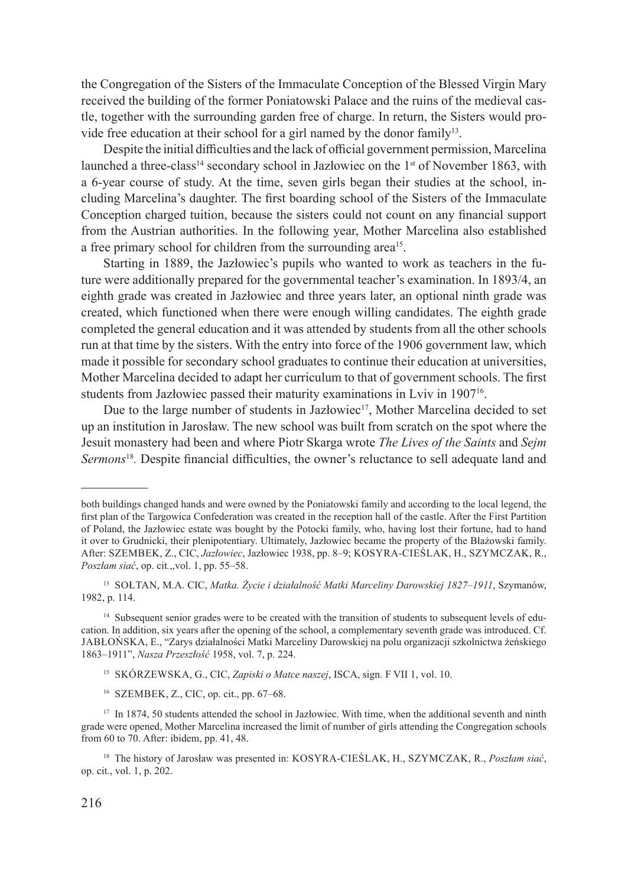the Congregation of the Sisters of the Immaculate Conception of the Blessed Virgin Mary received the building of the former Poniatowski Palace and the ruins of the medieval castle, together with the surrounding garden free of charge. In return, the Sisters would provide free education at their school for a girl named by the donor family[13].

Despite the initial difficulties and the lack of official government permission, Marcelina launched a three-class[14] secondary school in Jazłowiec on the 1st of November 1863, with a 6-year course of study. At the time, seven girls began their studies at the school, including Marcelina's daughter. The first boarding school of the Sisters of the Immaculate Conception charged tuition, because the sisters could not count on any financial support from the Austrian authorities. In the following year, Mother Marcelina also established a free primary school for children from the surrounding area[15].

Starting in 1889, the Jazłowiec's pupils who wanted to work as teachers in the future were additionally prepared for the governmental teacher's examination. In 1893/4, an eighth grade was created in Jazłowiec and three years later, an optional ninth grade was created, which functioned when there were enough willing candidates. The eighth grade completed the general education and it was attended by students from all the other schools run at that time by the sisters. With the entry into force of the 1906 government law, which made it possible for secondary school graduates to continue their education at universities, Mother Marcelina decided to adapt her curriculum to that of government schools. The first students from Jazłowiec passed their maturity examinations in Lviv in 1907[16].

Due to the large number of students in Jazłowiec[17], Mother Marcelina decided to set up an institution in Jarosław. The new school was built from scratch on the spot where the Jesuit monastery had been and where Piotr Skarga wrote *The Lives of the Saints* and *Sejm Sermons*[18]. Despite financial difficulties, the owner's reluctance to sell adequate land and

---

both buildings changed hands and were owned by the Poniatowski family and according to the local legend, the first plan of the Targowica Confederation was created in the reception hall of the castle. After the First Partition of Poland, the Jazłowiec estate was bought by the Potocki family, who, having lost their fortune, had to hand it over to Grudnicki, their plenipotentiary. Ultimately, Jazłowiec became the property of the Błażowski family. After: SZEMBEK, Z., CIC, *Jazłowiec*, Jazłowiec 1938, pp. 8–9; KOSYRA-CIEŚLAK, H., SZYMCZAK, R., *Poszłam siać*, op. cit.,,vol. 1, pp. 55–58.

[13] SOŁTAN, M.A. CIC, *Matka. Życie i działalność Matki Marceliny Darowskiej 1827–1911*, Szymanów, 1982, p. 114.

[14] Subsequent senior grades were to be created with the transition of students to subsequent levels of education. In addition, six years after the opening of the school, a complementary seventh grade was introduced. Cf. JABŁOŃSKA, E., "Zarys działalności Matki Marceliny Darowskiej na polu organizacji szkolnictwa żeńskiego 1863–1911", *Nasza Przeszłość* 1958, vol. 7, p. 224.

[15] SKÓRZEWSKA, G., CIC, *Zapiski o Matce naszej*, ISCA, sign. F VII 1, vol. 10.

[16] SZEMBEK, Z., CIC, op. cit., pp. 67–68.

[17] In 1874, 50 students attended the school in Jazłowiec. With time, when the additional seventh and ninth grade were opened, Mother Marcelina increased the limit of number of girls attending the Congregation schools from 60 to 70. After: ibidem, pp. 41, 48.

[18] The history of Jarosław was presented in: KOSYRA-CIEŚLAK, H., SZYMCZAK, R., *Poszłam siać*, op. cit., vol. 1, p. 202.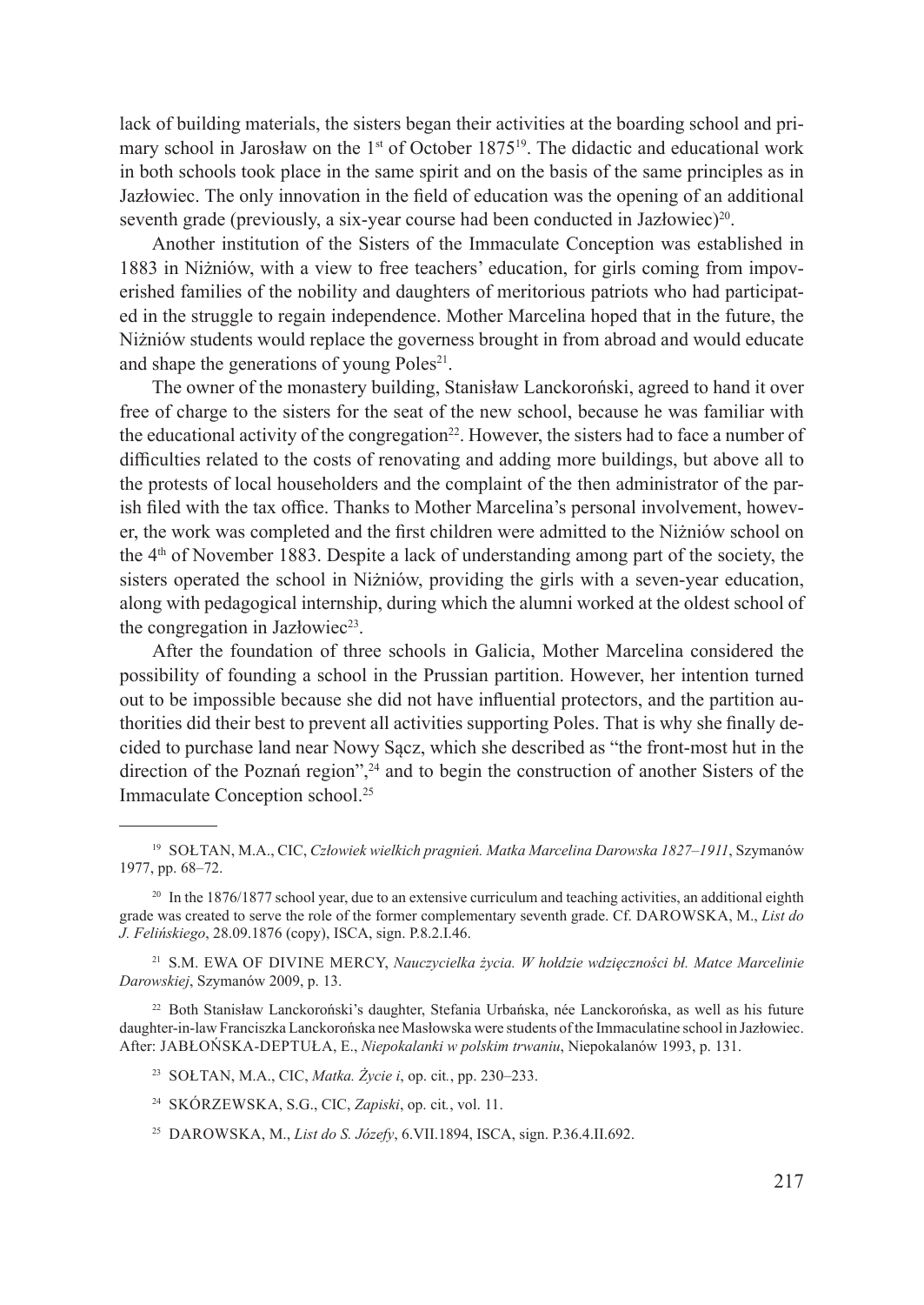lack of building materials, the sisters began their activities at the boarding school and primary school in Jarosław on the 1st of October 1875[19]. The didactic and educational work in both schools took place in the same spirit and on the basis of the same principles as in Jazłowiec. The only innovation in the field of education was the opening of an additional seventh grade (previously, a six-year course had been conducted in Jazłowiec)[20].

Another institution of the Sisters of the Immaculate Conception was established in 1883 in Niżniów, with a view to free teachers' education, for girls coming from impoverished families of the nobility and daughters of meritorious patriots who had participated in the struggle to regain independence. Mother Marcelina hoped that in the future, the Niżniów students would replace the governess brought in from abroad and would educate and shape the generations of young Poles[21].

The owner of the monastery building, Stanisław Lanckoroński, agreed to hand it over free of charge to the sisters for the seat of the new school, because he was familiar with the educational activity of the congregation[22]. However, the sisters had to face a number of difficulties related to the costs of renovating and adding more buildings, but above all to the protests of local householders and the complaint of the then administrator of the parish filed with the tax office. Thanks to Mother Marcelina's personal involvement, however, the work was completed and the first children were admitted to the Niżniów school on the 4th of November 1883. Despite a lack of understanding among part of the society, the sisters operated the school in Niżniów, providing the girls with a seven-year education, along with pedagogical internship, during which the alumni worked at the oldest school of the congregation in Jazłowiec[23].

After the foundation of three schools in Galicia, Mother Marcelina considered the possibility of founding a school in the Prussian partition. However, her intention turned out to be impossible because she did not have influential protectors, and the partition authorities did their best to prevent all activities supporting Poles. That is why she finally decided to purchase land near Nowy Sącz, which she described as "the front-most hut in the direction of the Poznań region",[24] and to begin the construction of another Sisters of the Immaculate Conception school.[25]

---

[19] SOŁTAN, M.A., CIC, *Człowiek wielkich pragnień. Matka Marcelina Darowska 1827–1911*, Szymanów 1977, pp. 68–72.

[20] In the 1876/1877 school year, due to an extensive curriculum and teaching activities, an additional eighth grade was created to serve the role of the former complementary seventh grade. Cf. DAROWSKA, M., *List do J. Felińskiego*, 28.09.1876 (copy), ISCA, sign. P.8.2.I.46.

[21] S.M. EWA OF DIVINE MERCY, *Nauczycielka życia. W hołdzie wdzięczności bł. Matce Marcelinie Darowskiej*, Szymanów 2009, p. 13.

[22] Both Stanisław Lanckoroński's daughter, Stefania Urbańska, née Lanckorońska, as well as his future daughter-in-law Franciszka Lanckorońska nee Masłowska were students of the Immaculatine school in Jazłowiec. After: JABŁOŃSKA-DEPTUŁA, E., *Niepokalanki w polskim trwaniu*, Niepokalanów 1993, p. 131.

[23] SOŁTAN, M.A., CIC, *Matka. Życie i*, op. cit., pp. 230–233.

[24] SKÓRZEWSKA, S.G., CIC, *Zapiski*, op. cit., vol. 11.

[25] DAROWSKA, M., *List do S. Józefy*, 6.VII.1894, ISCA, sign. P.36.4.II.692.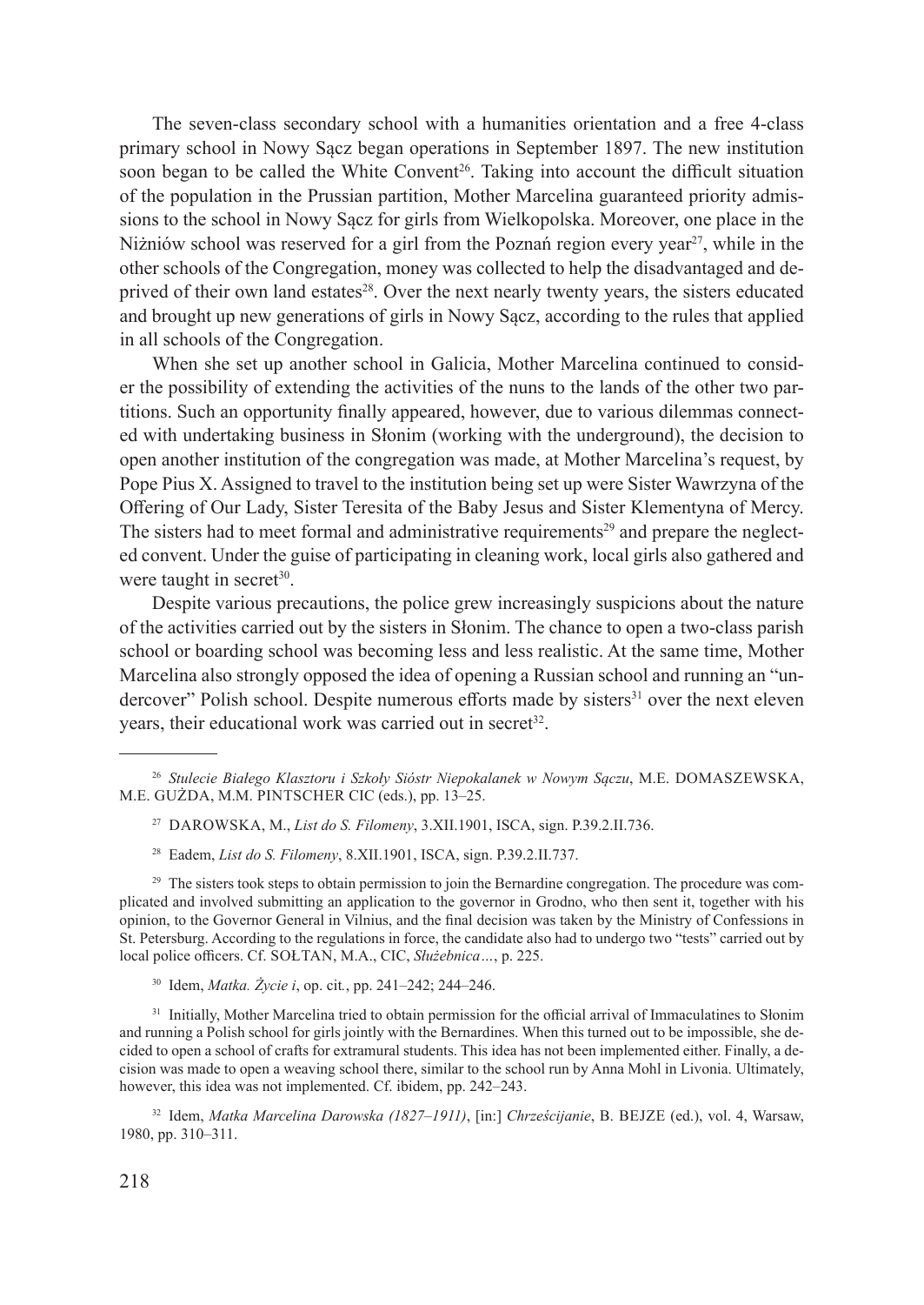The seven-class secondary school with a humanities orientation and a free 4-class primary school in Nowy Sącz began operations in September 1897. The new institution soon began to be called the White Convent[26]. Taking into account the difficult situation of the population in the Prussian partition, Mother Marcelina guaranteed priority admissions to the school in Nowy Sącz for girls from Wielkopolska. Moreover, one place in the Niżniów school was reserved for a girl from the Poznań region every year[27], while in the other schools of the Congregation, money was collected to help the disadvantaged and deprived of their own land estates[28]. Over the next nearly twenty years, the sisters educated and brought up new generations of girls in Nowy Sącz, according to the rules that applied in all schools of the Congregation.

When she set up another school in Galicia, Mother Marcelina continued to consider the possibility of extending the activities of the nuns to the lands of the other two partitions. Such an opportunity finally appeared, however, due to various dilemmas connected with undertaking business in Słonim (working with the underground), the decision to open another institution of the congregation was made, at Mother Marcelina's request, by Pope Pius X. Assigned to travel to the institution being set up were Sister Wawrzyna of the Offering of Our Lady, Sister Teresita of the Baby Jesus and Sister Klementyna of Mercy. The sisters had to meet formal and administrative requirements[29] and prepare the neglected convent. Under the guise of participating in cleaning work, local girls also gathered and were taught in secret[30].

Despite various precautions, the police grew increasingly suspicions about the nature of the activities carried out by the sisters in Słonim. The chance to open a two-class parish school or boarding school was becoming less and less realistic. At the same time, Mother Marcelina also strongly opposed the idea of opening a Russian school and running an "undercover" Polish school. Despite numerous efforts made by sisters[31] over the next eleven years, their educational work was carried out in secret[32].

---

[26] *Stulecie Białego Klasztoru i Szkoły Sióstr Niepokalanek w Nowym Sączu*, M.E. DOMASZEWSKA, M.E. GUŹDA, M.M. PINTSCHER CIC (eds.), pp. 13–25.

[27] DAROWSKA, M., *List do S. Filomeny*, 3.XII.1901, ISCA, sign. P.39.2.II.736.

[28] Eadem, *List do S. Filomeny*, 8.XII.1901, ISCA, sign. P.39.2.II.737.

[29] The sisters took steps to obtain permission to join the Bernardine congregation. The procedure was complicated and involved submitting an application to the governor in Grodno, who then sent it, together with his opinion, to the Governor General in Vilnius, and the final decision was taken by the Ministry of Confessions in St. Petersburg. According to the regulations in force, the candidate also had to undergo two "tests" carried out by local police officers. Cf. SOŁTAN, M.A., CIC, *Służebnica…*, p. 225.

[30] Idem, *Matka. Życie i*, op. cit., pp. 241–242; 244–246.

[31] Initially, Mother Marcelina tried to obtain permission for the official arrival of Immaculatines to Słonim and running a Polish school for girls jointly with the Bernardines. When this turned out to be impossible, she decided to open a school of crafts for extramural students. This idea has not been implemented either. Finally, a decision was made to open a weaving school there, similar to the school run by Anna Mohl in Livonia. Ultimately, however, this idea was not implemented. Cf. ibidem, pp. 242–243.

[32] Idem, *Matka Marcelina Darowska (1827–1911)*, [in:] *Chrześcijanie*, B. BEJZE (ed.), vol. 4, Warsaw, 1980, pp. 310–311.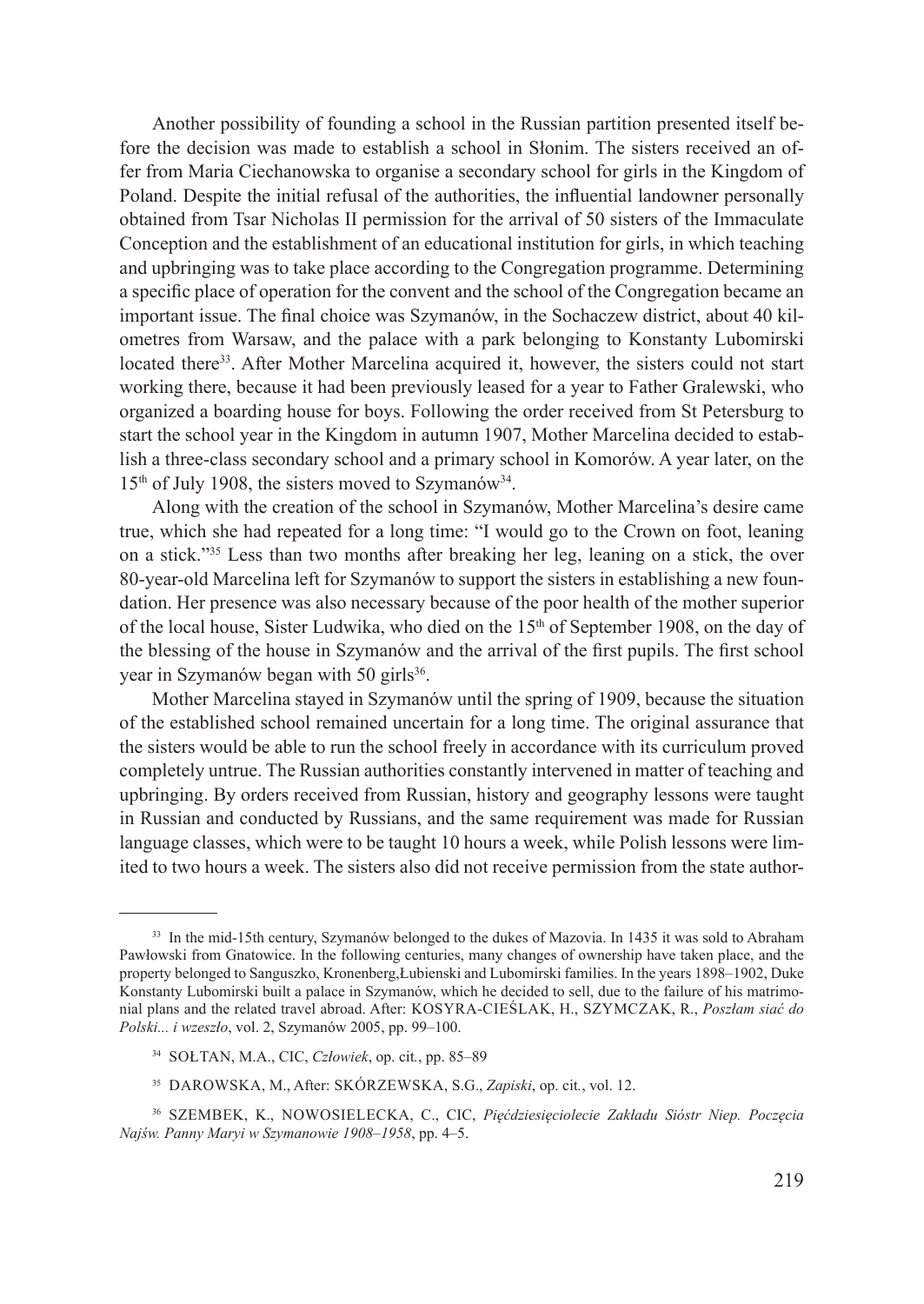Another possibility of founding a school in the Russian partition presented itself before the decision was made to establish a school in Słonim. The sisters received an offer from Maria Ciechanowska to organise a secondary school for girls in the Kingdom of Poland. Despite the initial refusal of the authorities, the influential landowner personally obtained from Tsar Nicholas II permission for the arrival of 50 sisters of the Immaculate Conception and the establishment of an educational institution for girls, in which teaching and upbringing was to take place according to the Congregation programme. Determining a specific place of operation for the convent and the school of the Congregation became an important issue. The final choice was Szymanów, in the Sochaczew district, about 40 kilometres from Warsaw, and the palace with a park belonging to Konstanty Lubomirski located there[33]. After Mother Marcelina acquired it, however, the sisters could not start working there, because it had been previously leased for a year to Father Gralewski, who organized a boarding house for boys. Following the order received from St Petersburg to start the school year in the Kingdom in autumn 1907, Mother Marcelina decided to establish a three-class secondary school and a primary school in Komorów. A year later, on the 15th of July 1908, the sisters moved to Szymanów[34].

Along with the creation of the school in Szymanów, Mother Marcelina's desire came true, which she had repeated for a long time: "I would go to the Crown on foot, leaning on a stick."[35] Less than two months after breaking her leg, leaning on a stick, the over 80-year-old Marcelina left for Szymanów to support the sisters in establishing a new foundation. Her presence was also necessary because of the poor health of the mother superior of the local house, Sister Ludwika, who died on the 15th of September 1908, on the day of the blessing of the house in Szymanów and the arrival of the first pupils. The first school year in Szymanów began with 50 girls[36].

Mother Marcelina stayed in Szymanów until the spring of 1909, because the situation of the established school remained uncertain for a long time. The original assurance that the sisters would be able to run the school freely in accordance with its curriculum proved completely untrue. The Russian authorities constantly intervened in matter of teaching and upbringing. By orders received from Russian, history and geography lessons were taught in Russian and conducted by Russians, and the same requirement was made for Russian language classes, which were to be taught 10 hours a week, while Polish lessons were limited to two hours a week. The sisters also did not receive permission from the state author-

---

[33] In the mid-15th century, Szymanów belonged to the dukes of Mazovia. In 1435 it was sold to Abraham Pawłowski from Gnatowice. In the following centuries, many changes of ownership have taken place, and the property belonged to Sanguszko, Kronenberg,Łubienski and Lubomirski families. In the years 1898–1902, Duke Konstanty Lubomirski built a palace in Szymanów, which he decided to sell, due to the failure of his matrimonial plans and the related travel abroad. After: KOSYRA-CIEŚLAK, H., SZYMCZAK, R., *Poszłam siać do Polski... i wzeszło*, vol. 2, Szymanów 2005, pp. 99–100.

[34] SOŁTAN, M.A., CIC, *Człowiek*, op. cit., pp. 85–89

[35] DAROWSKA, M., After: SKÓRZEWSKA, S.G., *Zapiski*, op. cit., vol. 12.

[36] SZEMBEK, K., NOWOSIELECKA, C., CIC, *Pięćdziesięciolecie Zakładu Sióstr Niep. Poczęcia Najśw. Panny Maryi w Szymanowie 1908–1958*, pp. 4–5.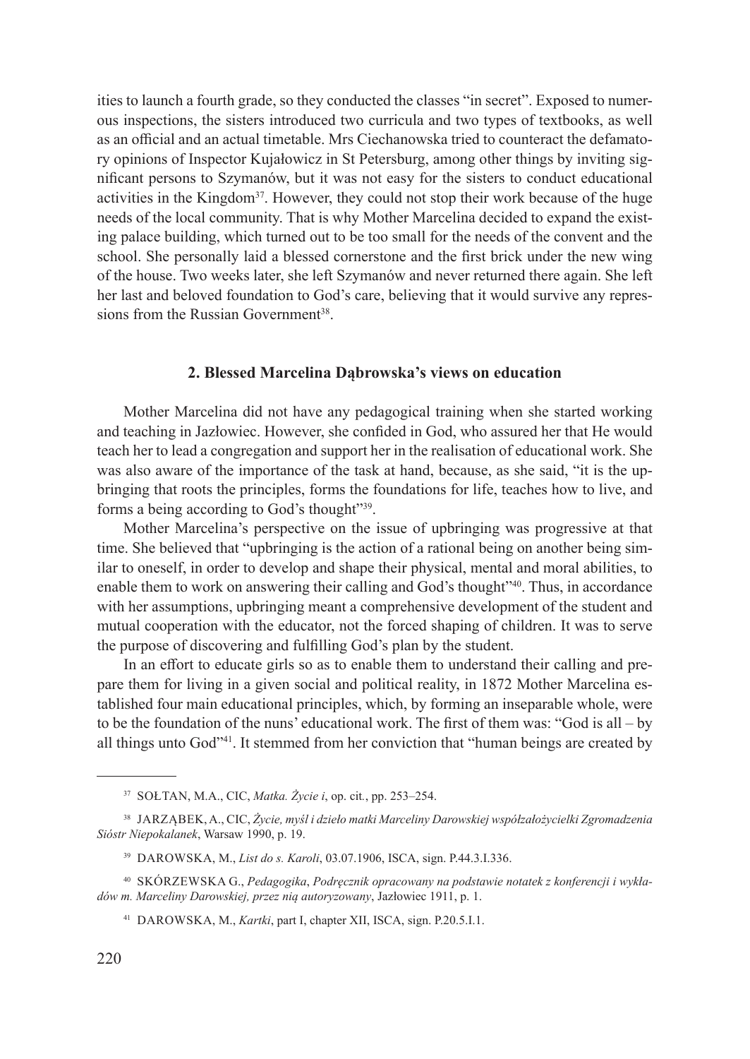ities to launch a fourth grade, so they conducted the classes "in secret". Exposed to numerous inspections, the sisters introduced two curricula and two types of textbooks, as well as an official and an actual timetable. Mrs Ciechanowska tried to counteract the defamatory opinions of Inspector Kujałowicz in St Petersburg, among other things by inviting significant persons to Szymanów, but it was not easy for the sisters to conduct educational activities in the Kingdom[37]. However, they could not stop their work because of the huge needs of the local community. That is why Mother Marcelina decided to expand the existing palace building, which turned out to be too small for the needs of the convent and the school. She personally laid a blessed cornerstone and the first brick under the new wing of the house. Two weeks later, she left Szymanów and never returned there again. She left her last and beloved foundation to God's care, believing that it would survive any repressions from the Russian Government[38].

## 2. Blessed Marcelina Dąbrowska's views on education

Mother Marcelina did not have any pedagogical training when she started working and teaching in Jazłowiec. However, she confided in God, who assured her that He would teach her to lead a congregation and support her in the realisation of educational work. She was also aware of the importance of the task at hand, because, as she said, "it is the upbringing that roots the principles, forms the foundations for life, teaches how to live, and forms a being according to God's thought"[39].

Mother Marcelina's perspective on the issue of upbringing was progressive at that time. She believed that "upbringing is the action of a rational being on another being similar to oneself, in order to develop and shape their physical, mental and moral abilities, to enable them to work on answering their calling and God's thought"[40]. Thus, in accordance with her assumptions, upbringing meant a comprehensive development of the student and mutual cooperation with the educator, not the forced shaping of children. It was to serve the purpose of discovering and fulfilling God's plan by the student.

In an effort to educate girls so as to enable them to understand their calling and prepare them for living in a given social and political reality, in 1872 Mother Marcelina established four main educational principles, which, by forming an inseparable whole, were to be the foundation of the nuns' educational work. The first of them was: "God is all – by all things unto God"[41]. It stemmed from her conviction that "human beings are created by

---

[37] SOŁTAN, M.A., CIC, *Matka. Życie i*, op. cit., pp. 253–254.

[38] JARZĄBEK, A., CIC, *Życie, myśl i dzieło matki Marceliny Darowskiej współzałożycielki Zgromadzenia Sióstr Niepokalanek*, Warsaw 1990, p. 19.

[39] DAROWSKA, M., *List do s. Karoli*, 03.07.1906, ISCA, sign. P.44.3.I.336.

[40] SKÓRZEWSKA G., *Pedagogika*, *Podręcznik opracowany na podstawie notatek z konferencji i wykładów m. Marceliny Darowskiej, przez nią autoryzowany*, Jazłowiec 1911, p. 1.

[41] DAROWSKA, M., *Kartki*, part I, chapter XII, ISCA, sign. P.20.5.I.1.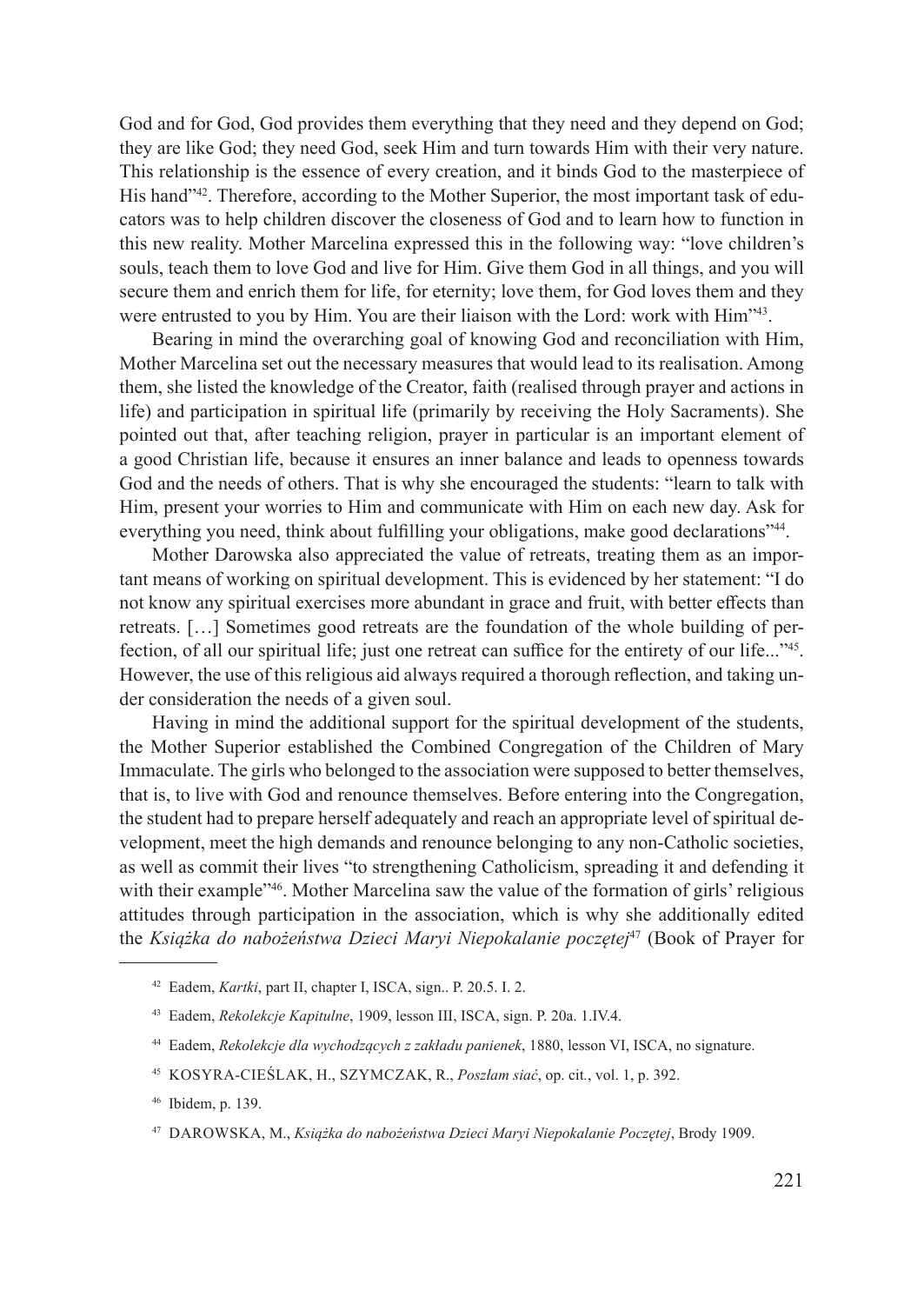God and for God, God provides them everything that they need and they depend on God; they are like God; they need God, seek Him and turn towards Him with their very nature. This relationship is the essence of every creation, and it binds God to the masterpiece of His hand"[42]. Therefore, according to the Mother Superior, the most important task of educators was to help children discover the closeness of God and to learn how to function in this new reality. Mother Marcelina expressed this in the following way: "love children's souls, teach them to love God and live for Him. Give them God in all things, and you will secure them and enrich them for life, for eternity; love them, for God loves them and they were entrusted to you by Him. You are their liaison with the Lord: work with Him"[43].

Bearing in mind the overarching goal of knowing God and reconciliation with Him, Mother Marcelina set out the necessary measures that would lead to its realisation. Among them, she listed the knowledge of the Creator, faith (realised through prayer and actions in life) and participation in spiritual life (primarily by receiving the Holy Sacraments). She pointed out that, after teaching religion, prayer in particular is an important element of a good Christian life, because it ensures an inner balance and leads to openness towards God and the needs of others. That is why she encouraged the students: "learn to talk with Him, present your worries to Him and communicate with Him on each new day. Ask for everything you need, think about fulfilling your obligations, make good declarations"[44].

Mother Darowska also appreciated the value of retreats, treating them as an important means of working on spiritual development. This is evidenced by her statement: "I do not know any spiritual exercises more abundant in grace and fruit, with better effects than retreats. […] Sometimes good retreats are the foundation of the whole building of perfection, of all our spiritual life; just one retreat can suffice for the entirety of our life..."[45]. However, the use of this religious aid always required a thorough reflection, and taking under consideration the needs of a given soul.

Having in mind the additional support for the spiritual development of the students, the Mother Superior established the Combined Congregation of the Children of Mary Immaculate. The girls who belonged to the association were supposed to better themselves, that is, to live with God and renounce themselves. Before entering into the Congregation, the student had to prepare herself adequately and reach an appropriate level of spiritual development, meet the high demands and renounce belonging to any non-Catholic societies, as well as commit their lives "to strengthening Catholicism, spreading it and defending it with their example"[46]. Mother Marcelina saw the value of the formation of girls' religious attitudes through participation in the association, which is why she additionally edited the *Książka do nabożeństwa Dzieci Maryi Niepokalanie poczętej*[47] (Book of Prayer for

---

[42] Eadem, *Kartki*, part II, chapter I, ISCA, sign.. P. 20.5. I. 2.

[43] Eadem, *Rekolekcje Kapitulne*, 1909, lesson III, ISCA, sign. P. 20a. 1.IV.4.

[44] Eadem, *Rekolekcje dla wychodzących z zakładu panienek*, 1880, lesson VI, ISCA, no signature.

[45] KOSYRA-CIEŚLAK, H., SZYMCZAK, R., *Poszłam siać*, op. cit., vol. 1, p. 392.

[46] Ibidem, p. 139.

[47] DAROWSKA, M., *Książka do nabożeństwa Dzieci Maryi Niepokalanie Poczętej*, Brody 1909.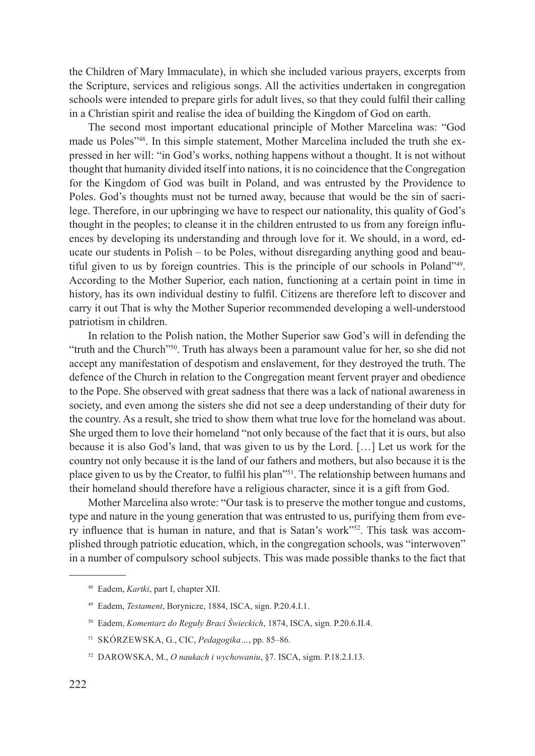the Children of Mary Immaculate), in which she included various prayers, excerpts from the Scripture, services and religious songs. All the activities undertaken in congregation schools were intended to prepare girls for adult lives, so that they could fulfil their calling in a Christian spirit and realise the idea of building the Kingdom of God on earth.

The second most important educational principle of Mother Marcelina was: "God made us Poles"[48]. In this simple statement, Mother Marcelina included the truth she expressed in her will: "in God's works, nothing happens without a thought. It is not without thought that humanity divided itself into nations, it is no coincidence that the Congregation for the Kingdom of God was built in Poland, and was entrusted by the Providence to Poles. God's thoughts must not be turned away, because that would be the sin of sacrilege. Therefore, in our upbringing we have to respect our nationality, this quality of God's thought in the peoples; to cleanse it in the children entrusted to us from any foreign influences by developing its understanding and through love for it. We should, in a word, educate our students in Polish – to be Poles, without disregarding anything good and beautiful given to us by foreign countries. This is the principle of our schools in Poland"[49]. According to the Mother Superior, each nation, functioning at a certain point in time in history, has its own individual destiny to fulfil. Citizens are therefore left to discover and carry it out That is why the Mother Superior recommended developing a well-understood patriotism in children.

In relation to the Polish nation, the Mother Superior saw God's will in defending the "truth and the Church"[50]. Truth has always been a paramount value for her, so she did not accept any manifestation of despotism and enslavement, for they destroyed the truth. The defence of the Church in relation to the Congregation meant fervent prayer and obedience to the Pope. She observed with great sadness that there was a lack of national awareness in society, and even among the sisters she did not see a deep understanding of their duty for the country. As a result, she tried to show them what true love for the homeland was about. She urged them to love their homeland "not only because of the fact that it is ours, but also because it is also God's land, that was given to us by the Lord. […] Let us work for the country not only because it is the land of our fathers and mothers, but also because it is the place given to us by the Creator, to fulfil his plan"[51]. The relationship between humans and their homeland should therefore have a religious character, since it is a gift from God.

Mother Marcelina also wrote: "Our task is to preserve the mother tongue and customs, type and nature in the young generation that was entrusted to us, purifying them from every influence that is human in nature, and that is Satan's work"[52]. This task was accomplished through patriotic education, which, in the congregation schools, was "interwoven" in a number of compulsory school subjects. This was made possible thanks to the fact that

---

[48] Eadem, *Kartki*, part I, chapter XII.

[49] Eadem, *Testament*, Borynicze, 1884, ISCA, sign. P.20.4.I.1.

[50] Eadem, *Komentarz do Reguły Braci Świeckich*, 1874, ISCA, sign. P.20.6.II.4.

[51] SKÓRZEWSKA, G., CIC, *Pedagogika…*, pp. 85–86.

[52] DAROWSKA, M., *O naukach i wychowaniu*, §7. ISCA, sigm. P.18.2.I.13.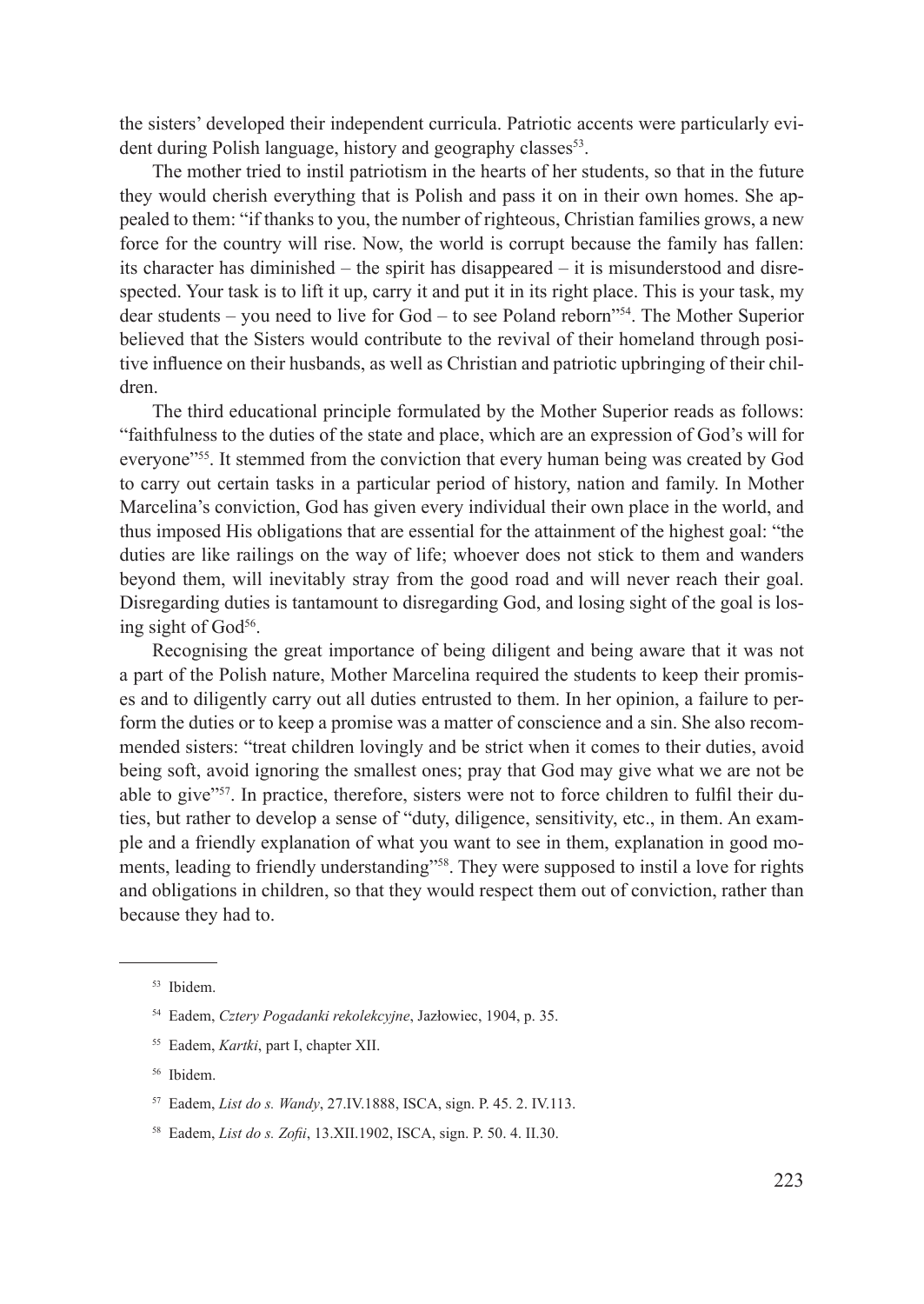the sisters' developed their independent curricula. Patriotic accents were particularly evident during Polish language, history and geography classes[53].

The mother tried to instil patriotism in the hearts of her students, so that in the future they would cherish everything that is Polish and pass it on in their own homes. She appealed to them: "if thanks to you, the number of righteous, Christian families grows, a new force for the country will rise. Now, the world is corrupt because the family has fallen: its character has diminished – the spirit has disappeared – it is misunderstood and disrespected. Your task is to lift it up, carry it and put it in its right place. This is your task, my dear students – you need to live for God – to see Poland reborn"[54]. The Mother Superior believed that the Sisters would contribute to the revival of their homeland through positive influence on their husbands, as well as Christian and patriotic upbringing of their children.

The third educational principle formulated by the Mother Superior reads as follows: "faithfulness to the duties of the state and place, which are an expression of God's will for everyone"[55]. It stemmed from the conviction that every human being was created by God to carry out certain tasks in a particular period of history, nation and family. In Mother Marcelina's conviction, God has given every individual their own place in the world, and thus imposed His obligations that are essential for the attainment of the highest goal: "the duties are like railings on the way of life; whoever does not stick to them and wanders beyond them, will inevitably stray from the good road and will never reach their goal. Disregarding duties is tantamount to disregarding God, and losing sight of the goal is losing sight of God[56].

Recognising the great importance of being diligent and being aware that it was not a part of the Polish nature, Mother Marcelina required the students to keep their promises and to diligently carry out all duties entrusted to them. In her opinion, a failure to perform the duties or to keep a promise was a matter of conscience and a sin. She also recommended sisters: "treat children lovingly and be strict when it comes to their duties, avoid being soft, avoid ignoring the smallest ones; pray that God may give what we are not be able to give"[57]. In practice, therefore, sisters were not to force children to fulfil their duties, but rather to develop a sense of "duty, diligence, sensitivity, etc., in them. An example and a friendly explanation of what you want to see in them, explanation in good moments, leading to friendly understanding"[58]. They were supposed to instil a love for rights and obligations in children, so that they would respect them out of conviction, rather than because they had to.

---

[53] Ibidem.

[54] Eadem, *Cztery Pogadanki rekolekcyjne*, Jazłowiec, 1904, p. 35.

[55] Eadem, *Kartki*, part I, chapter XII.

[56] Ibidem.

[57] Eadem, *List do s. Wandy*, 27.IV.1888, ISCA, sign. P. 45. 2. IV.113.

[58] Eadem, *List do s. Zofii*, 13.XII.1902, ISCA, sign. P. 50. 4. II.30.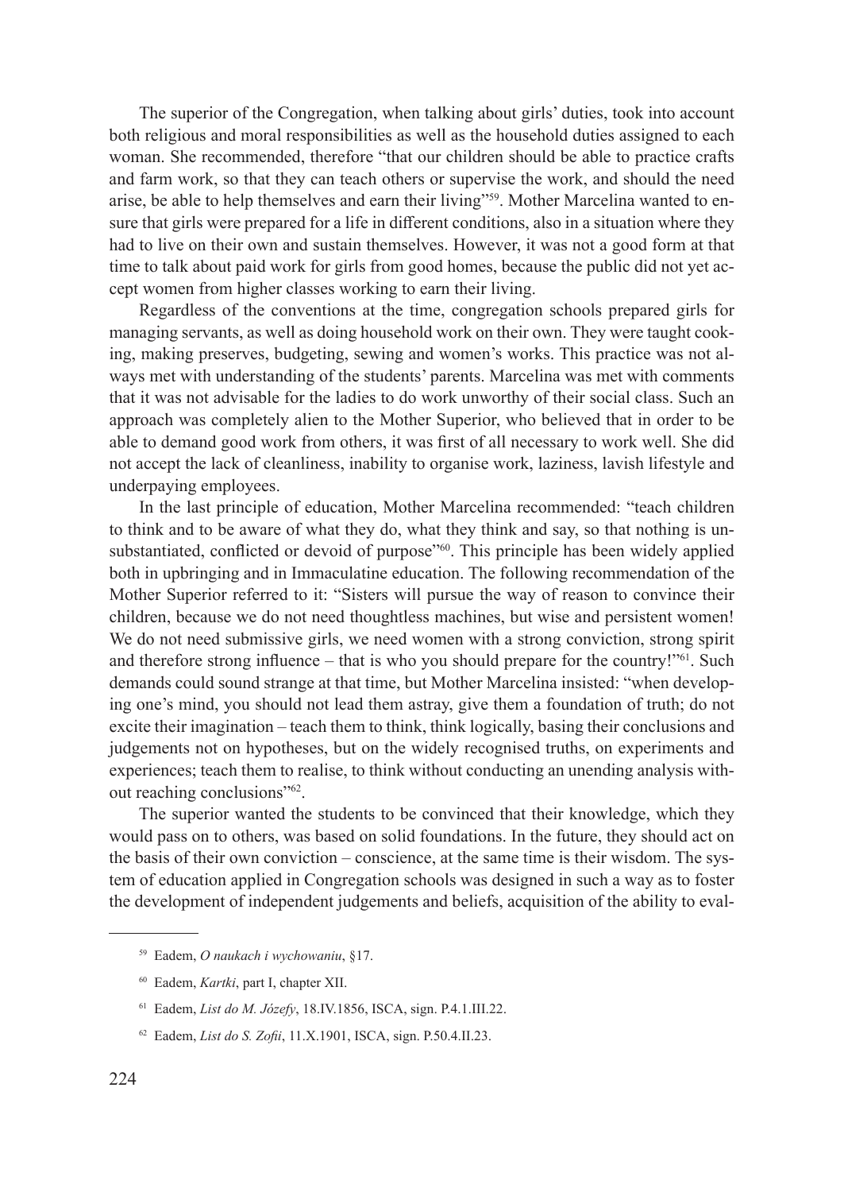The superior of the Congregation, when talking about girls' duties, took into account both religious and moral responsibilities as well as the household duties assigned to each woman. She recommended, therefore "that our children should be able to practice crafts and farm work, so that they can teach others or supervise the work, and should the need arise, be able to help themselves and earn their living"[59]. Mother Marcelina wanted to ensure that girls were prepared for a life in different conditions, also in a situation where they had to live on their own and sustain themselves. However, it was not a good form at that time to talk about paid work for girls from good homes, because the public did not yet accept women from higher classes working to earn their living.

Regardless of the conventions at the time, congregation schools prepared girls for managing servants, as well as doing household work on their own. They were taught cooking, making preserves, budgeting, sewing and women's works. This practice was not always met with understanding of the students' parents. Marcelina was met with comments that it was not advisable for the ladies to do work unworthy of their social class. Such an approach was completely alien to the Mother Superior, who believed that in order to be able to demand good work from others, it was first of all necessary to work well. She did not accept the lack of cleanliness, inability to organise work, laziness, lavish lifestyle and underpaying employees.

In the last principle of education, Mother Marcelina recommended: "teach children to think and to be aware of what they do, what they think and say, so that nothing is unsubstantiated, conflicted or devoid of purpose"[60]. This principle has been widely applied both in upbringing and in Immaculatine education. The following recommendation of the Mother Superior referred to it: "Sisters will pursue the way of reason to convince their children, because we do not need thoughtless machines, but wise and persistent women! We do not need submissive girls, we need women with a strong conviction, strong spirit and therefore strong influence – that is who you should prepare for the country!"[61]. Such demands could sound strange at that time, but Mother Marcelina insisted: "when developing one's mind, you should not lead them astray, give them a foundation of truth; do not excite their imagination – teach them to think, think logically, basing their conclusions and judgements not on hypotheses, but on the widely recognised truths, on experiments and experiences; teach them to realise, to think without conducting an unending analysis without reaching conclusions"[62].

The superior wanted the students to be convinced that their knowledge, which they would pass on to others, was based on solid foundations. In the future, they should act on the basis of their own conviction – conscience, at the same time is their wisdom. The system of education applied in Congregation schools was designed in such a way as to foster the development of independent judgements and beliefs, acquisition of the ability to eval-

---

[59] Eadem, *O naukach i wychowaniu*, §17.

[60] Eadem, *Kartki*, part I, chapter XII.

[61] Eadem, *List do M. Józefy*, 18.IV.1856, ISCA, sign. P.4.1.III.22.

[62] Eadem, *List do S. Zofii*, 11.X.1901, ISCA, sign. P.50.4.II.23.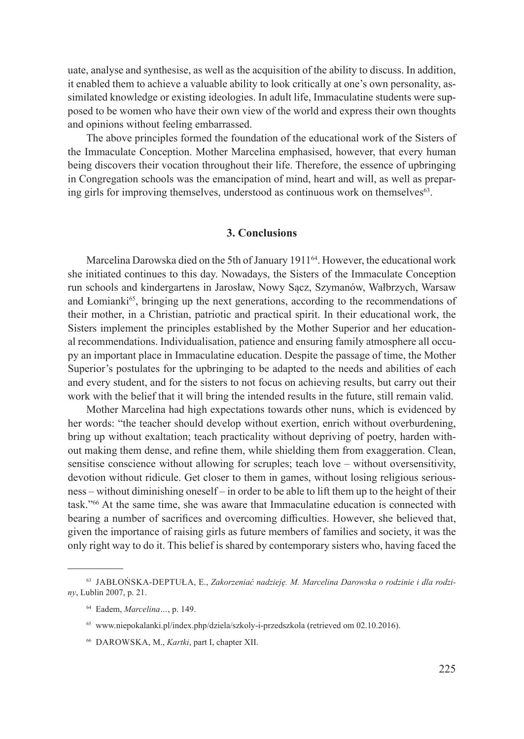uate, analyse and synthesise, as well as the acquisition of the ability to discuss. In addition, it enabled them to achieve a valuable ability to look critically at one's own personality, assimilated knowledge or existing ideologies. In adult life, Immaculatine students were supposed to be women who have their own view of the world and express their own thoughts and opinions without feeling embarrassed.

The above principles formed the foundation of the educational work of the Sisters of the Immaculate Conception. Mother Marcelina emphasised, however, that every human being discovers their vocation throughout their life. Therefore, the essence of upbringing in Congregation schools was the emancipation of mind, heart and will, as well as preparing girls for improving themselves, understood as continuous work on themselves[63].

### 3. Conclusions

Marcelina Darowska died on the 5th of January 1911[64]. However, the educational work she initiated continues to this day. Nowadays, the Sisters of the Immaculate Conception run schools and kindergartens in Jarosław, Nowy Sącz, Szymanów, Wałbrzych, Warsaw and Łomianki[65], bringing up the next generations, according to the recommendations of their mother, in a Christian, patriotic and practical spirit. In their educational work, the Sisters implement the principles established by the Mother Superior and her educational recommendations. Individualisation, patience and ensuring family atmosphere all occupy an important place in Immaculatine education. Despite the passage of time, the Mother Superior's postulates for the upbringing to be adapted to the needs and abilities of each and every student, and for the sisters to not focus on achieving results, but carry out their work with the belief that it will bring the intended results in the future, still remain valid.

Mother Marcelina had high expectations towards other nuns, which is evidenced by her words: "the teacher should develop without exertion, enrich without overburdening, bring up without exaltation; teach practicality without depriving of poetry, harden without making them dense, and refine them, while shielding them from exaggeration. Clean, sensitise conscience without allowing for scruples; teach love – without oversensitivity, devotion without ridicule. Get closer to them in games, without losing religious seriousness – without diminishing oneself – in order to be able to lift them up to the height of their task."[66] At the same time, she was aware that Immaculatine education is connected with bearing a number of sacrifices and overcoming difficulties. However, she believed that, given the importance of raising girls as future members of families and society, it was the only right way to do it. This belief is shared by contemporary sisters who, having faced the

---

[63] JABŁOŃSKA-DEPTUŁA, E., *Zakorzeniać nadzieję. M. Marcelina Darowska o rodzinie i dla rodziny*, Lublin 2007, p. 21.

[64] Eadem, *Marcelina…*, p. 149.

[65] www.niepokalanki.pl/index.php/dziela/szkoly-i-przedszkola (retrieved om 02.10.2016).

[66] DAROWSKA, M., *Kartki*, part I, chapter XII.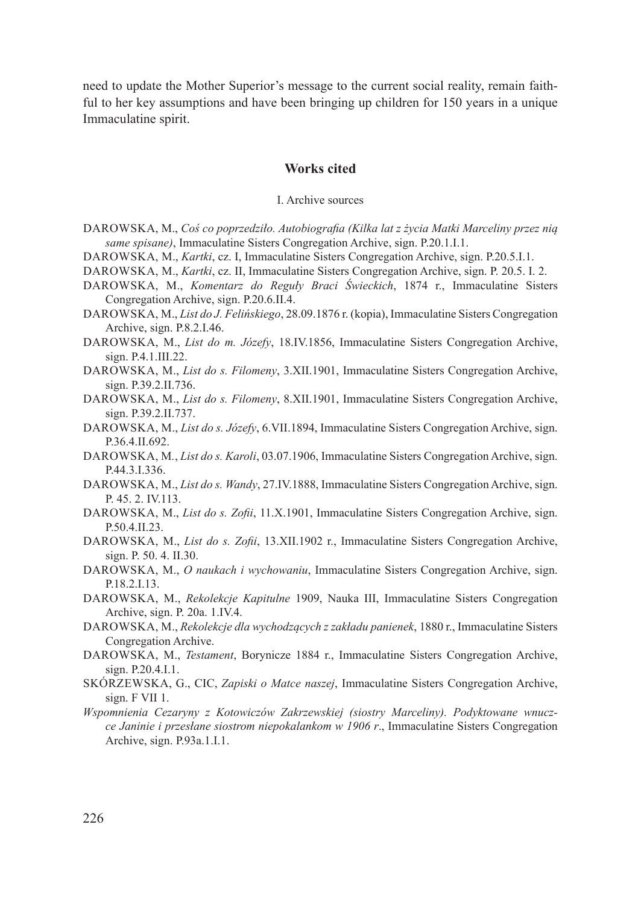need to update the Mother Superior's message to the current social reality, remain faithful to her key assumptions and have been bringing up children for 150 years in a unique Immaculatine spirit.

## Works cited

### I. Archive sources

DAROWSKA, M., *Coś co poprzedziło. Autobiografia (Kilka lat z życia Matki Marceliny przez nią same spisane)*, Immaculatine Sisters Congregation Archive, sign. P.20.1.I.1.

DAROWSKA, M., *Kartki*, cz. I, Immaculatine Sisters Congregation Archive, sign. P.20.5.I.1.

DAROWSKA, M., *Kartki*, cz. II, Immaculatine Sisters Congregation Archive, sign. P. 20.5. I. 2.

DAROWSKA, M., *Komentarz do Reguły Braci Świeckich*, 1874 r., Immaculatine Sisters Congregation Archive, sign. P.20.6.II.4.

DAROWSKA, M., *List do J. Felińskiego*, 28.09.1876 r. (kopia), Immaculatine Sisters Congregation Archive, sign. P.8.2.I.46.

DAROWSKA, M., *List do m. Józefy*, 18.IV.1856, Immaculatine Sisters Congregation Archive, sign. P.4.1.III.22.

DAROWSKA, M., *List do s. Filomeny*, 3.XII.1901, Immaculatine Sisters Congregation Archive, sign. P.39.2.II.736.

DAROWSKA, M., *List do s. Filomeny*, 8.XII.1901, Immaculatine Sisters Congregation Archive, sign. P.39.2.II.737.

DAROWSKA, M., *List do s. Józefy*, 6.VII.1894, Immaculatine Sisters Congregation Archive, sign. P.36.4.II.692.

DAROWSKA, M., *List do s. Karoli*, 03.07.1906, Immaculatine Sisters Congregation Archive, sign. P.44.3.I.336.

DAROWSKA, M., *List do s. Wandy*, 27.IV.1888, Immaculatine Sisters Congregation Archive, sign. P. 45. 2. IV.113.

DAROWSKA, M., *List do s. Zofii*, 11.X.1901, Immaculatine Sisters Congregation Archive, sign. P.50.4.II.23.

DAROWSKA, M., *List do s. Zofii*, 13.XII.1902 r., Immaculatine Sisters Congregation Archive, sign. P. 50. 4. II.30.

DAROWSKA, M., *O naukach i wychowaniu*, Immaculatine Sisters Congregation Archive, sign. P.18.2.I.13.

DAROWSKA, M., *Rekolekcje Kapitulne* 1909, Nauka III, Immaculatine Sisters Congregation Archive, sign. P. 20a. 1.IV.4.

DAROWSKA, M., *Rekolekcje dla wychodzących z zakładu panienek*, 1880 r., Immaculatine Sisters Congregation Archive.

DAROWSKA, M., *Testament*, Borynicze 1884 r., Immaculatine Sisters Congregation Archive, sign. P.20.4.I.1.

SKÓRZEWSKA, G., CIC, *Zapiski o Matce naszej*, Immaculatine Sisters Congregation Archive, sign. F VII 1.

*Wspomnienia Cezaryny z Kotowiczów Zakrzewskiej (siostry Marceliny). Podyktowane wnuczce Janinie i przesłane siostrom niepokalankom w 1906 r*., Immaculatine Sisters Congregation Archive, sign. P.93a.1.I.1.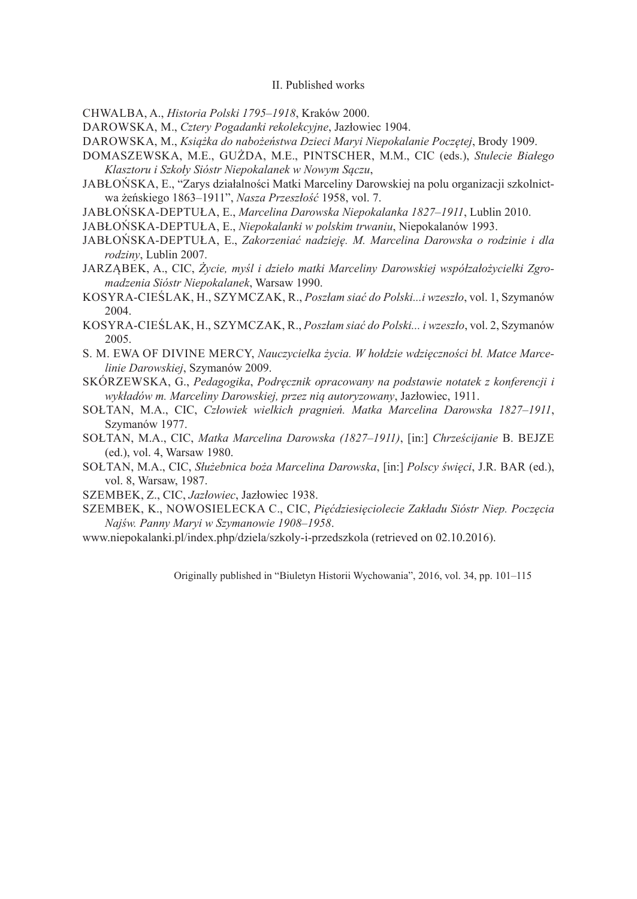## II. Published works

CHWALBA, A., *Historia Polski 1795–1918*, Kraków 2000.

DAROWSKA, M., *Cztery Pogadanki rekolekcyjne*, Jazłowiec 1904.

DAROWSKA, M., *Książka do nabożeństwa Dzieci Maryi Niepokalanie Poczętej*, Brody 1909.

DOMASZEWSKA, M.E., GUŹDA, M.E., PINTSCHER, M.M., CIC (eds.), *Stulecie Białego Klasztoru i Szkoły Sióstr Niepokalanek w Nowym Sączu*,

JABŁOŃSKA, E., "Zarys działalności Matki Marceliny Darowskiej na polu organizacji szkolnictwa żeńskiego 1863–1911", *Nasza Przeszłość* 1958, vol. 7.

JABŁOŃSKA-DEPTUŁA, E., *Marcelina Darowska Niepokalanka 1827–1911*, Lublin 2010.

JABŁOŃSKA-DEPTUŁA, E., *Niepokalanki w polskim trwaniu*, Niepokalanów 1993.

JABŁOŃSKA-DEPTUŁA, E., *Zakorzeniać nadzieję. M. Marcelina Darowska o rodzinie i dla rodziny*, Lublin 2007.

JARZĄBEK, A., CIC, *Życie, myśl i dzieło matki Marceliny Darowskiej współzałożycielki Zgromadzenia Sióstr Niepokalanek*, Warsaw 1990.

KOSYRA-CIEŚLAK, H., SZYMCZAK, R., *Poszłam siać do Polski...i wzeszło*, vol. 1, Szymanów 2004.

KOSYRA-CIEŚLAK, H., SZYMCZAK, R., *Poszłam siać do Polski... i wzeszło*, vol. 2, Szymanów 2005.

S. M. EWA OF DIVINE MERCY, *Nauczycielka życia. W hołdzie wdzięczności bł. Matce Marcelinie Darowskiej*, Szymanów 2009.

SKÓRZEWSKA, G., *Pedagogika*, *Podręcznik opracowany na podstawie notatek z konferencji i wykładów m. Marceliny Darowskiej, przez nią autoryzowany*, Jazłowiec, 1911.

SOŁTAN, M.A., CIC, *Człowiek wielkich pragnień. Matka Marcelina Darowska 1827–1911*, Szymanów 1977.

SOŁTAN, M.A., CIC, *Matka Marcelina Darowska (1827–1911)*, [in:] *Chrześcijanie* B. BEJZE (ed.), vol. 4, Warsaw 1980.

SOŁTAN, M.A., CIC, *Służebnica boża Marcelina Darowska*, [in:] *Polscy święci*, J.R. BAR (ed.), vol. 8, Warsaw, 1987.

SZEMBEK, Z., CIC, *Jazłowiec*, Jazłowiec 1938.

SZEMBEK, K., NOWOSIELECKA C., CIC, *Pięćdziesięciolecie Zakładu Sióstr Niep. Poczęcia Najśw. Panny Maryi w Szymanowie 1908–1958*.

www.niepokalanki.pl/index.php/dziela/szkoly-i-przedszkola (retrieved on 02.10.2016).

Originally published in "Biuletyn Historii Wychowania", 2016, vol. 34, pp. 101–115